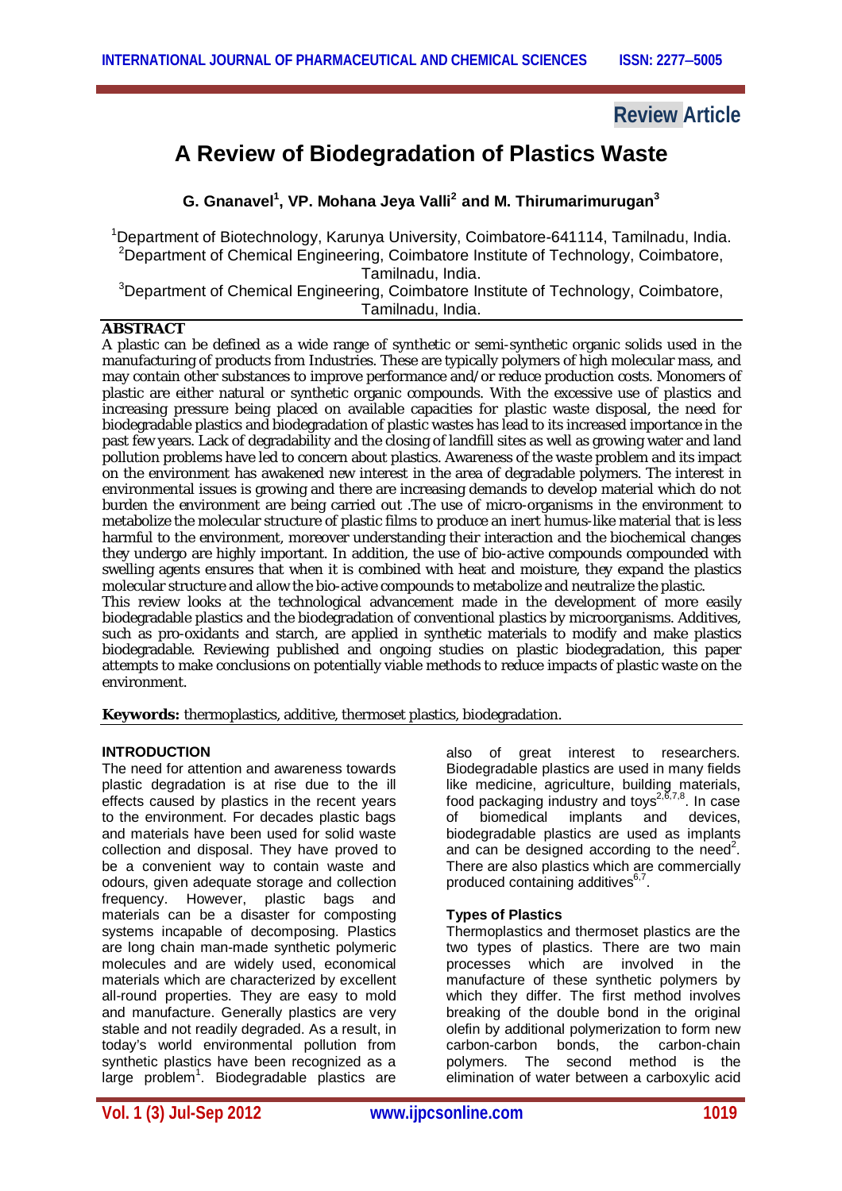Review Article

# A Review of Biodegradation of Plastics Waste

**G. Gnanavel[1], VP. Mohana Jeya Valli[2] and M. Thirumarimurugan[3]**

[1]Department of Biotechnology, Karunya University, Coimbatore-641114, Tamilnadu, India.
[2]Department of Chemical Engineering, Coimbatore Institute of Technology, Coimbatore, Tamilnadu, India.
[3]Department of Chemical Engineering, Coimbatore Institute of Technology, Coimbatore, Tamilnadu, India.

## ABSTRACT

A plastic can be defined as a wide range of synthetic or semi-synthetic organic solids used in the manufacturing of products from Industries. These are typically polymers of high molecular mass, and may contain other substances to improve performance and/or reduce production costs. Monomers of plastic are either natural or synthetic organic compounds. With the excessive use of plastics and increasing pressure being placed on available capacities for plastic waste disposal, the need for biodegradable plastics and biodegradation of plastic wastes has lead to its increased importance in the past few years. Lack of degradability and the closing of landfill sites as well as growing water and land pollution problems have led to concern about plastics. Awareness of the waste problem and its impact on the environment has awakened new interest in the area of degradable polymers. The interest in environmental issues is growing and there are increasing demands to develop material which do not burden the environment are being carried out .The use of micro-organisms in the environment to metabolize the molecular structure of plastic films to produce an inert humus-like material that is less harmful to the environment, moreover understanding their interaction and the biochemical changes they undergo are highly important. In addition, the use of bio-active compounds compounded with swelling agents ensures that when it is combined with heat and moisture, they expand the plastics molecular structure and allow the bio-active compounds to metabolize and neutralize the plastic.

This review looks at the technological advancement made in the development of more easily biodegradable plastics and the biodegradation of conventional plastics by microorganisms. Additives, such as pro-oxidants and starch, are applied in synthetic materials to modify and make plastics biodegradable. Reviewing published and ongoing studies on plastic biodegradation, this paper attempts to make conclusions on potentially viable methods to reduce impacts of plastic waste on the environment.

**Keywords:** thermoplastics, additive, thermoset plastics, biodegradation.

## INTRODUCTION

The need for attention and awareness towards plastic degradation is at rise due to the ill effects caused by plastics in the recent years to the environment. For decades plastic bags and materials have been used for solid waste collection and disposal. They have proved to be a convenient way to contain waste and odours, given adequate storage and collection frequency. However, plastic bags and materials can be a disaster for composting systems incapable of decomposing. Plastics are long chain man-made synthetic polymeric molecules and are widely used, economical materials which are characterized by excellent all-round properties. They are easy to mold and manufacture. Generally plastics are very stable and not readily degraded. As a result, in today's world environmental pollution from synthetic plastics have been recognized as a large problem[1]. Biodegradable plastics are also of great interest to researchers. Biodegradable plastics are used in many fields like medicine, agriculture, building materials, food packaging industry and toys[2,6,7,8]. In case of biomedical implants and devices, biodegradable plastics are used as implants and can be designed according to the need[2]. There are also plastics which are commercially produced containing additives[6,7].

### Types of Plastics

Thermoplastics and thermoset plastics are the two types of plastics. There are two main processes which are involved in the manufacture of these synthetic polymers by which they differ. The first method involves breaking of the double bond in the original olefin by additional polymerization to form new carbon-carbon bonds, the carbon-chain polymers. The second method is the elimination of water between a carboxylic acid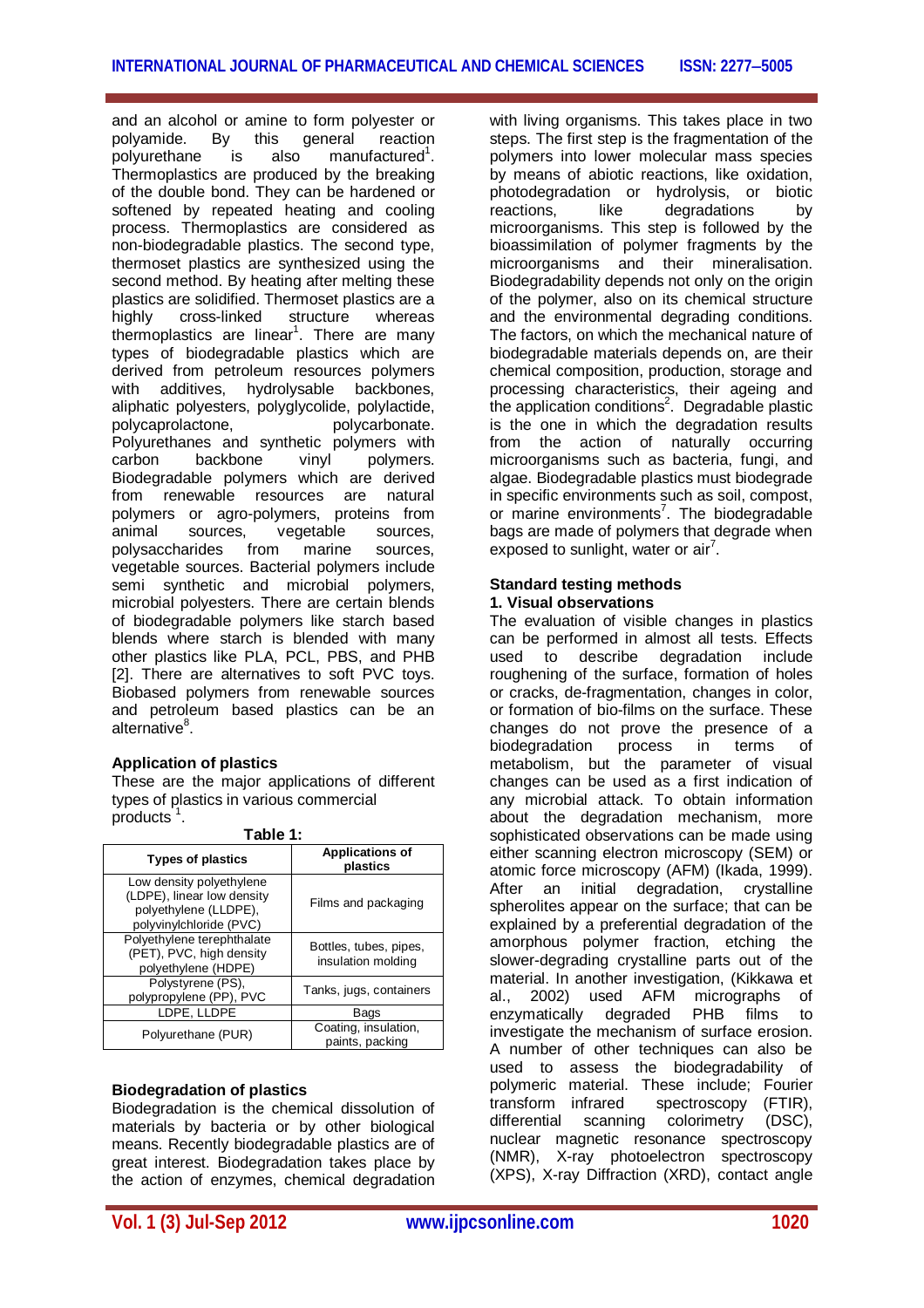and an alcohol or amine to form polyester or polyamide. By this general reaction polyurethane is also manufactured[1]. Thermoplastics are produced by the breaking of the double bond. They can be hardened or softened by repeated heating and cooling process. Thermoplastics are considered as non-biodegradable plastics. The second type, thermoset plastics are synthesized using the second method. By heating after melting these plastics are solidified. Thermoset plastics are a highly cross-linked structure whereas thermoplastics are linear[1]. There are many types of biodegradable plastics which are derived from petroleum resources polymers with additives, hydrolysable backbones, aliphatic polyesters, polyglycolide, polylactide, polycaprolactone, polycarbonate. Polyurethanes and synthetic polymers with carbon backbone vinyl polymers. Biodegradable polymers which are derived from renewable resources are natural polymers or agro-polymers, proteins from animal sources, vegetable sources, polysaccharides from marine sources, vegetable sources. Bacterial polymers include semi synthetic and microbial polymers, microbial polyesters. There are certain blends of biodegradable polymers like starch based blends where starch is blended with many other plastics like PLA, PCL, PBS, and PHB [2]. There are alternatives to soft PVC toys. Biobased polymers from renewable sources and petroleum based plastics can be an alternative[8].

### Application of plastics

These are the major applications of different types of plastics in various commercial products [1].

**Table 1:**

| Types of plastics | Applications of plastics |
|---|---|
| Low density polyethylene (LDPE), linear low density polyethylene (LLDPE), polyvinylchloride (PVC) | Films and packaging |
| Polyethylene terephthalate (PET), PVC, high density polyethylene (HDPE) | Bottles, tubes, pipes, insulation molding |
| Polystyrene (PS), polypropylene (PP), PVC | Tanks, jugs, containers |
| LDPE, LLDPE | Bags |
| Polyurethane (PUR) | Coating, insulation, paints, packing |

### Biodegradation of plastics

Biodegradation is the chemical dissolution of materials by bacteria or by other biological means. Recently biodegradable plastics are of great interest. Biodegradation takes place by the action of enzymes, chemical degradation with living organisms. This takes place in two steps. The first step is the fragmentation of the polymers into lower molecular mass species by means of abiotic reactions, like oxidation, photodegradation or hydrolysis, or biotic reactions, like degradations by microorganisms. This step is followed by the bioassimilation of polymer fragments by the microorganisms and their mineralisation. Biodegradability depends not only on the origin of the polymer, also on its chemical structure and the environmental degrading conditions. The factors, on which the mechanical nature of biodegradable materials depends on, are their chemical composition, production, storage and processing characteristics, their ageing and the application conditions[2]. Degradable plastic is the one in which the degradation results from the action of naturally occurring microorganisms such as bacteria, fungi, and algae. Biodegradable plastics must biodegrade in specific environments such as soil, compost, or marine environments[7]. The biodegradable bags are made of polymers that degrade when exposed to sunlight, water or air[7].

### Standard testing methods

#### 1. Visual observations

The evaluation of visible changes in plastics can be performed in almost all tests. Effects used to describe degradation include roughening of the surface, formation of holes or cracks, de-fragmentation, changes in color, or formation of bio-films on the surface. These changes do not prove the presence of a biodegradation process in terms of metabolism, but the parameter of visual changes can be used as a first indication of any microbial attack. To obtain information about the degradation mechanism, more sophisticated observations can be made using either scanning electron microscopy (SEM) or atomic force microscopy (AFM) (Ikada, 1999). After an initial degradation, crystalline spherolites appear on the surface; that can be explained by a preferential degradation of the amorphous polymer fraction, etching the slower-degrading crystalline parts out of the material. In another investigation, (Kikkawa et al., 2002) used AFM micrographs of enzymatically degraded PHB films to investigate the mechanism of surface erosion. A number of other techniques can also be used to assess the biodegradability of polymeric material. These include; Fourier transform infrared spectroscopy (FTIR), differential scanning colorimetry (DSC), nuclear magnetic resonance spectroscopy (NMR), X-ray photoelectron spectroscopy (XPS), X-ray Diffraction (XRD), contact angle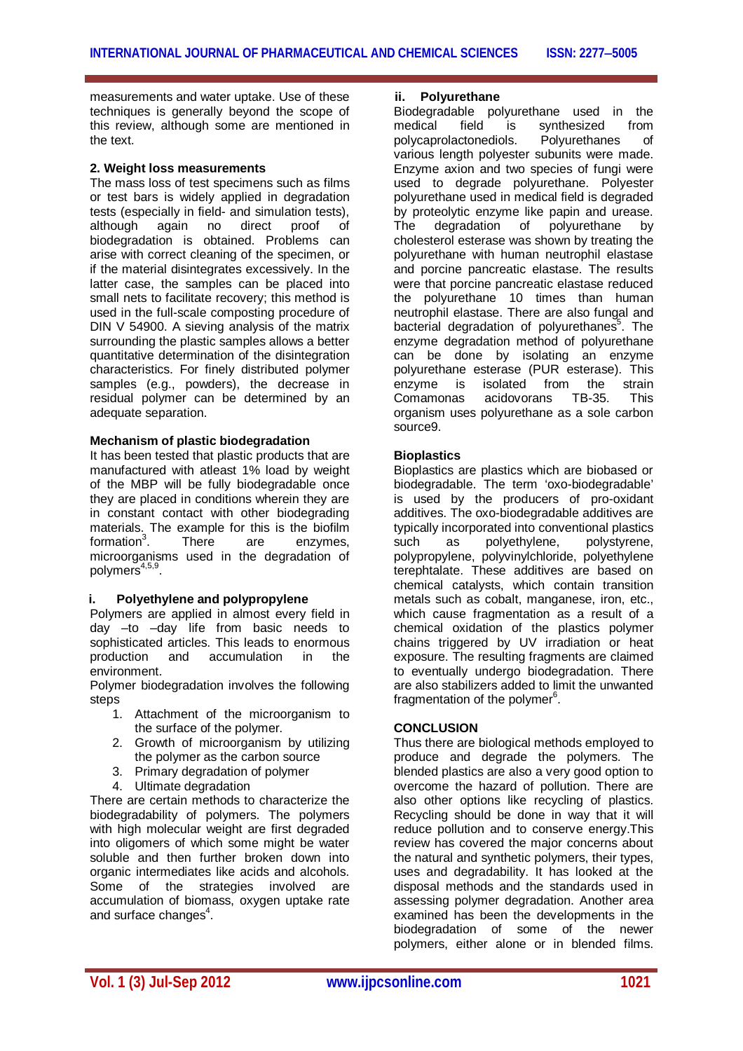measurements and water uptake. Use of these techniques is generally beyond the scope of this review, although some are mentioned in the text.

### 2. Weight loss measurements

The mass loss of test specimens such as films or test bars is widely applied in degradation tests (especially in field- and simulation tests), although again no direct proof of biodegradation is obtained. Problems can arise with correct cleaning of the specimen, or if the material disintegrates excessively. In the latter case, the samples can be placed into small nets to facilitate recovery; this method is used in the full-scale composting procedure of DIN V 54900. A sieving analysis of the matrix surrounding the plastic samples allows a better quantitative determination of the disintegration characteristics. For finely distributed polymer samples (e.g., powders), the decrease in residual polymer can be determined by an adequate separation.

### Mechanism of plastic biodegradation

It has been tested that plastic products that are manufactured with atleast 1% load by weight of the MBP will be fully biodegradable once they are placed in conditions wherein they are in constant contact with other biodegrading materials. The example for this is the biofilm formation[3]. There are enzymes, microorganisms used in the degradation of polymers[4,5,9].

#### i. Polyethylene and polypropylene

Polymers are applied in almost every field in day –to –day life from basic needs to sophisticated articles. This leads to enormous production and accumulation in the environment.

Polymer biodegradation involves the following steps

1. Attachment of the microorganism to the surface of the polymer.
2. Growth of microorganism by utilizing the polymer as the carbon source
3. Primary degradation of polymer
4. Ultimate degradation

There are certain methods to characterize the biodegradability of polymers. The polymers with high molecular weight are first degraded into oligomers of which some might be water soluble and then further broken down into organic intermediates like acids and alcohols. Some of the strategies involved are accumulation of biomass, oxygen uptake rate and surface changes[4].

#### ii. Polyurethane

Biodegradable polyurethane used in the medical field is synthesized from polycaprolactonediols. Polyurethanes of various length polyester subunits were made. Enzyme axion and two species of fungi were used to degrade polyurethane. Polyester polyurethane used in medical field is degraded by proteolytic enzyme like papin and urease. The degradation of polyurethane by cholesterol esterase was shown by treating the polyurethane with human neutrophil elastase and porcine pancreatic elastase. The results were that porcine pancreatic elastase reduced the polyurethane 10 times than human neutrophil elastase. There are also fungal and bacterial degradation of polyurethanes[5]. The enzyme degradation method of polyurethane can be done by isolating an enzyme polyurethane esterase (PUR esterase). This enzyme is isolated from the strain Comamonas acidovorans TB-35. This organism uses polyurethane as a sole carbon source9.

### Bioplastics

Bioplastics are plastics which are biobased or biodegradable. The term 'oxo-biodegradable' is used by the producers of pro-oxidant additives. The oxo-biodegradable additives are typically incorporated into conventional plastics such as polyethylene, polystyrene, polypropylene, polyvinylchloride, polyethylene terephtalate. These additives are based on chemical catalysts, which contain transition metals such as cobalt, manganese, iron, etc., which cause fragmentation as a result of a chemical oxidation of the plastics polymer chains triggered by UV irradiation or heat exposure. The resulting fragments are claimed to eventually undergo biodegradation. There are also stabilizers added to limit the unwanted fragmentation of the polymer[6].

## CONCLUSION

Thus there are biological methods employed to produce and degrade the polymers. The blended plastics are also a very good option to overcome the hazard of pollution. There are also other options like recycling of plastics. Recycling should be done in way that it will reduce pollution and to conserve energy.This review has covered the major concerns about the natural and synthetic polymers, their types, uses and degradability. It has looked at the disposal methods and the standards used in assessing polymer degradation. Another area examined has been the developments in the biodegradation of some of the newer polymers, either alone or in blended films.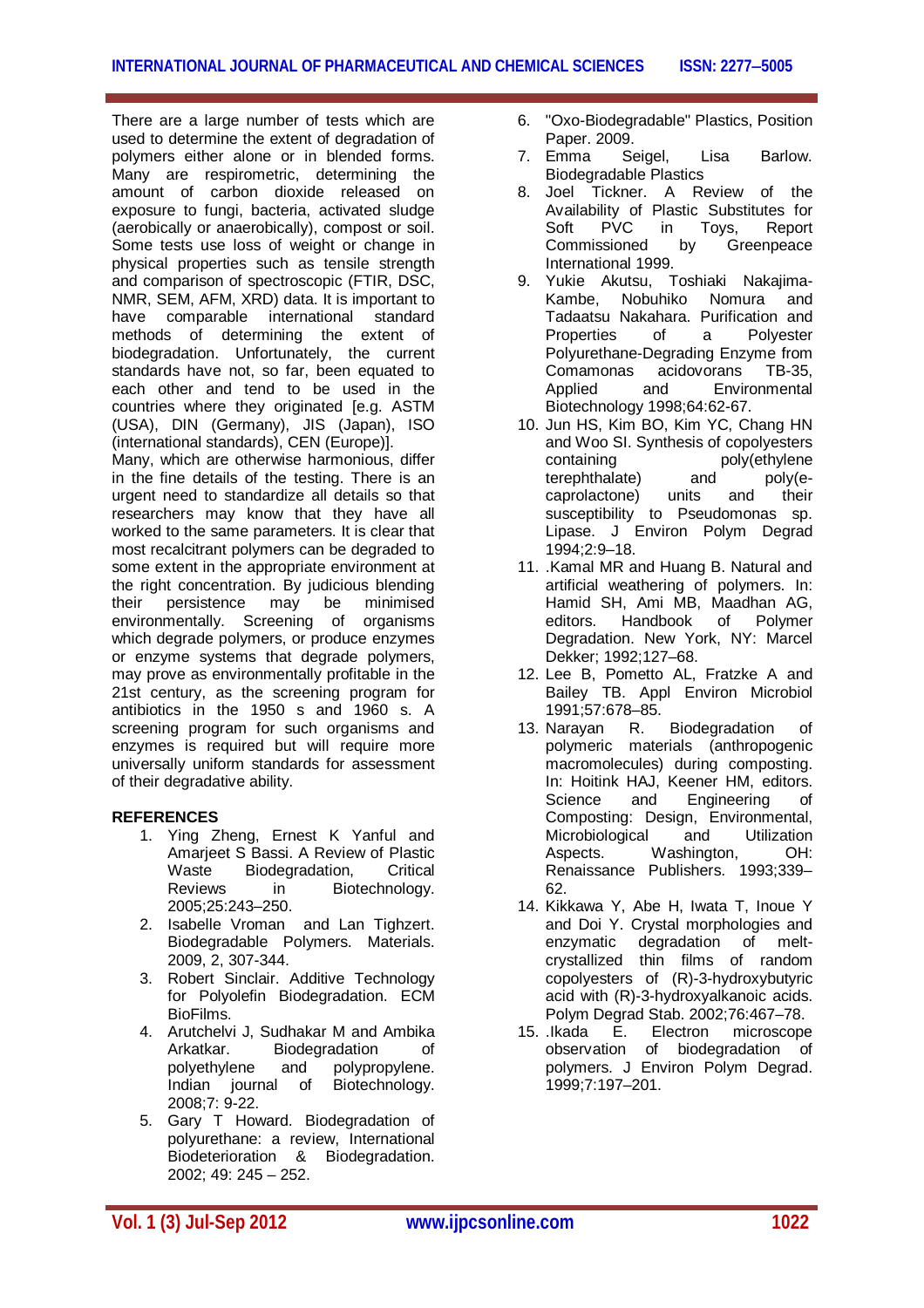There are a large number of tests which are used to determine the extent of degradation of polymers either alone or in blended forms. Many are respirometric, determining the amount of carbon dioxide released on exposure to fungi, bacteria, activated sludge (aerobically or anaerobically), compost or soil. Some tests use loss of weight or change in physical properties such as tensile strength and comparison of spectroscopic (FTIR, DSC, NMR, SEM, AFM, XRD) data. It is important to have comparable international standard methods of determining the extent of biodegradation. Unfortunately, the current standards have not, so far, been equated to each other and tend to be used in the countries where they originated [e.g. ASTM (USA), DIN (Germany), JIS (Japan), ISO (international standards), CEN (Europe)].

Many, which are otherwise harmonious, differ in the fine details of the testing. There is an urgent need to standardize all details so that researchers may know that they have all worked to the same parameters. It is clear that most recalcitrant polymers can be degraded to some extent in the appropriate environment at the right concentration. By judicious blending their persistence may be minimised environmentally. Screening of organisms which degrade polymers, or produce enzymes or enzyme systems that degrade polymers, may prove as environmentally profitable in the 21st century, as the screening program for antibiotics in the 1950 s and 1960 s. A screening program for such organisms and enzymes is required but will require more universally uniform standards for assessment of their degradative ability.

## REFERENCES

1. Ying Zheng, Ernest K Yanful and Amarjeet S Bassi. A Review of Plastic Waste Biodegradation, Critical Reviews in Biotechnology. 2005;25:243–250.
2. Isabelle Vroman and Lan Tighzert. Biodegradable Polymers. Materials. 2009, 2, 307-344.
3. Robert Sinclair. Additive Technology for Polyolefin Biodegradation. ECM BioFilms.
4. Arutchelvi J, Sudhakar M and Ambika Arkatkar. Biodegradation of polyethylene and polypropylene. Indian journal of Biotechnology. 2008;7: 9-22.
5. Gary T Howard. Biodegradation of polyurethane: a review, International Biodeterioration & Biodegradation. 2002; 49: 245 – 252.
6. "Oxo-Biodegradable" Plastics, Position Paper. 2009.
7. Emma Seigel, Lisa Barlow. Biodegradable Plastics
8. Joel Tickner. A Review of the Availability of Plastic Substitutes for Soft PVC in Toys, Report Commissioned by Greenpeace International 1999.
9. Yukie Akutsu, Toshiaki Nakajima-Kambe, Nobuhiko Nomura and Tadaatsu Nakahara. Purification and Properties of a Polyester Polyurethane-Degrading Enzyme from Comamonas acidovorans TB-35, Applied and Environmental Biotechnology 1998;64:62-67.
10. Jun HS, Kim BO, Kim YC, Chang HN and Woo SI. Synthesis of copolyesters containing poly(ethylene terephthalate) and poly(e-caprolactone) units and their susceptibility to Pseudomonas sp. Lipase. J Environ Polym Degrad 1994;2:9–18.
11. .Kamal MR and Huang B. Natural and artificial weathering of polymers. In: Hamid SH, Ami MB, Maadhan AG, editors. Handbook of Polymer Degradation. New York, NY: Marcel Dekker; 1992;127–68.
12. Lee B, Pometto AL, Fratzke A and Bailey TB. Appl Environ Microbiol 1991;57:678–85.
13. Narayan R. Biodegradation of polymeric materials (anthropogenic macromolecules) during composting. In: Hoitink HAJ, Keener HM, editors. Science and Engineering of Composting: Design, Environmental, Microbiological and Utilization Aspects. Washington, OH: Renaissance Publishers. 1993;339–62.
14. Kikkawa Y, Abe H, Iwata T, Inoue Y and Doi Y. Crystal morphologies and enzymatic degradation of melt-crystallized thin films of random copolyesters of (R)-3-hydroxybutyric acid with (R)-3-hydroxyalkanoic acids. Polym Degrad Stab. 2002;76:467–78.
15. .Ikada E. Electron microscope observation of biodegradation of polymers. J Environ Polym Degrad. 1999;7:197–201.